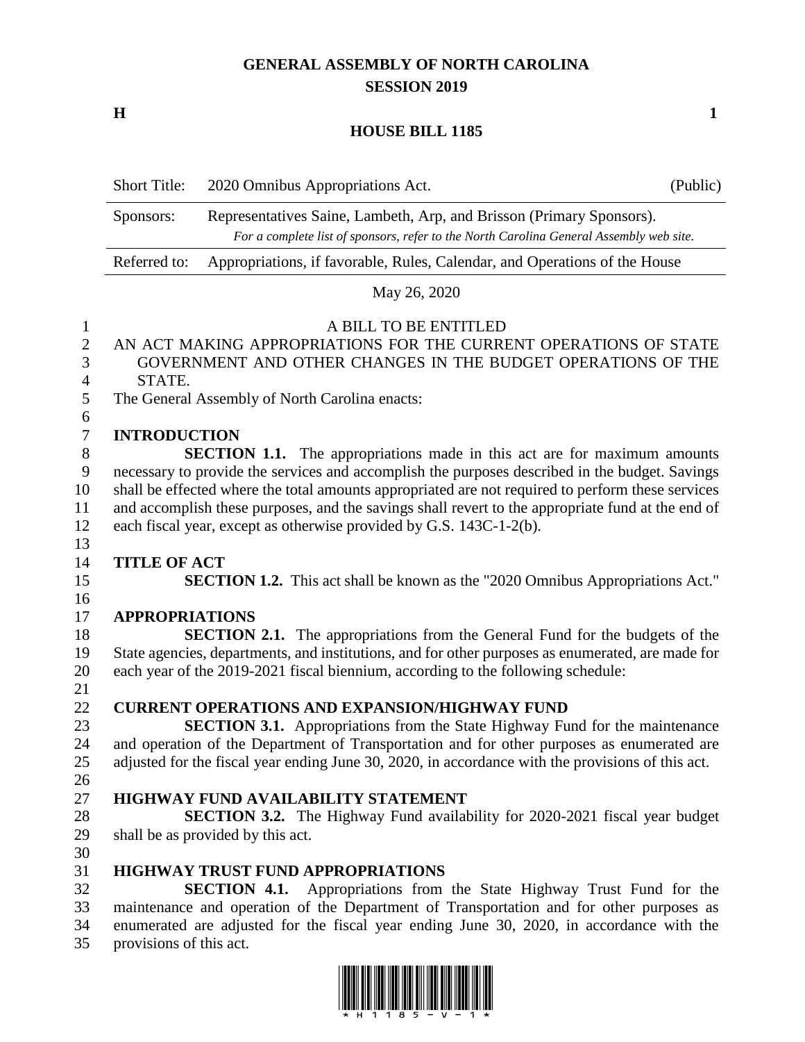# GENERAL ASSEMBLY OF NORTH CAROLINA
## SESSION 2019

**H** **1**

## HOUSE BILL 1185

| Short Title: | 2020 Omnibus Appropriations Act. | (Public) |
|---|---|---|
| Sponsors: | Representatives Saine, Lambeth, Arp, and Brisson (Primary Sponsors). *For a complete list of sponsors, refer to the North Carolina General Assembly web site.* | |
| Referred to: | Appropriations, if favorable, Rules, Calendar, and Operations of the House | |

May 26, 2020

A BILL TO BE ENTITLED

AN ACT MAKING APPROPRIATIONS FOR THE CURRENT OPERATIONS OF STATE GOVERNMENT AND OTHER CHANGES IN THE BUDGET OPERATIONS OF THE STATE.

The General Assembly of North Carolina enacts:

**INTRODUCTION**

**SECTION 1.1.** The appropriations made in this act are for maximum amounts necessary to provide the services and accomplish the purposes described in the budget. Savings shall be effected where the total amounts appropriated are not required to perform these services and accomplish these purposes, and the savings shall revert to the appropriate fund at the end of each fiscal year, except as otherwise provided by G.S. 143C-1-2(b).

**TITLE OF ACT**

**SECTION 1.2.** This act shall be known as the "2020 Omnibus Appropriations Act."

**APPROPRIATIONS**

**SECTION 2.1.** The appropriations from the General Fund for the budgets of the State agencies, departments, and institutions, and for other purposes as enumerated, are made for each year of the 2019-2021 fiscal biennium, according to the following schedule:

**CURRENT OPERATIONS AND EXPANSION/HIGHWAY FUND**

**SECTION 3.1.** Appropriations from the State Highway Fund for the maintenance and operation of the Department of Transportation and for other purposes as enumerated are adjusted for the fiscal year ending June 30, 2020, in accordance with the provisions of this act.

**HIGHWAY FUND AVAILABILITY STATEMENT**

**SECTION 3.2.** The Highway Fund availability for 2020-2021 fiscal year budget shall be as provided by this act.

**HIGHWAY TRUST FUND APPROPRIATIONS**

**SECTION 4.1.** Appropriations from the State Highway Trust Fund for the maintenance and operation of the Department of Transportation and for other purposes as enumerated are adjusted for the fiscal year ending June 30, 2020, in accordance with the provisions of this act.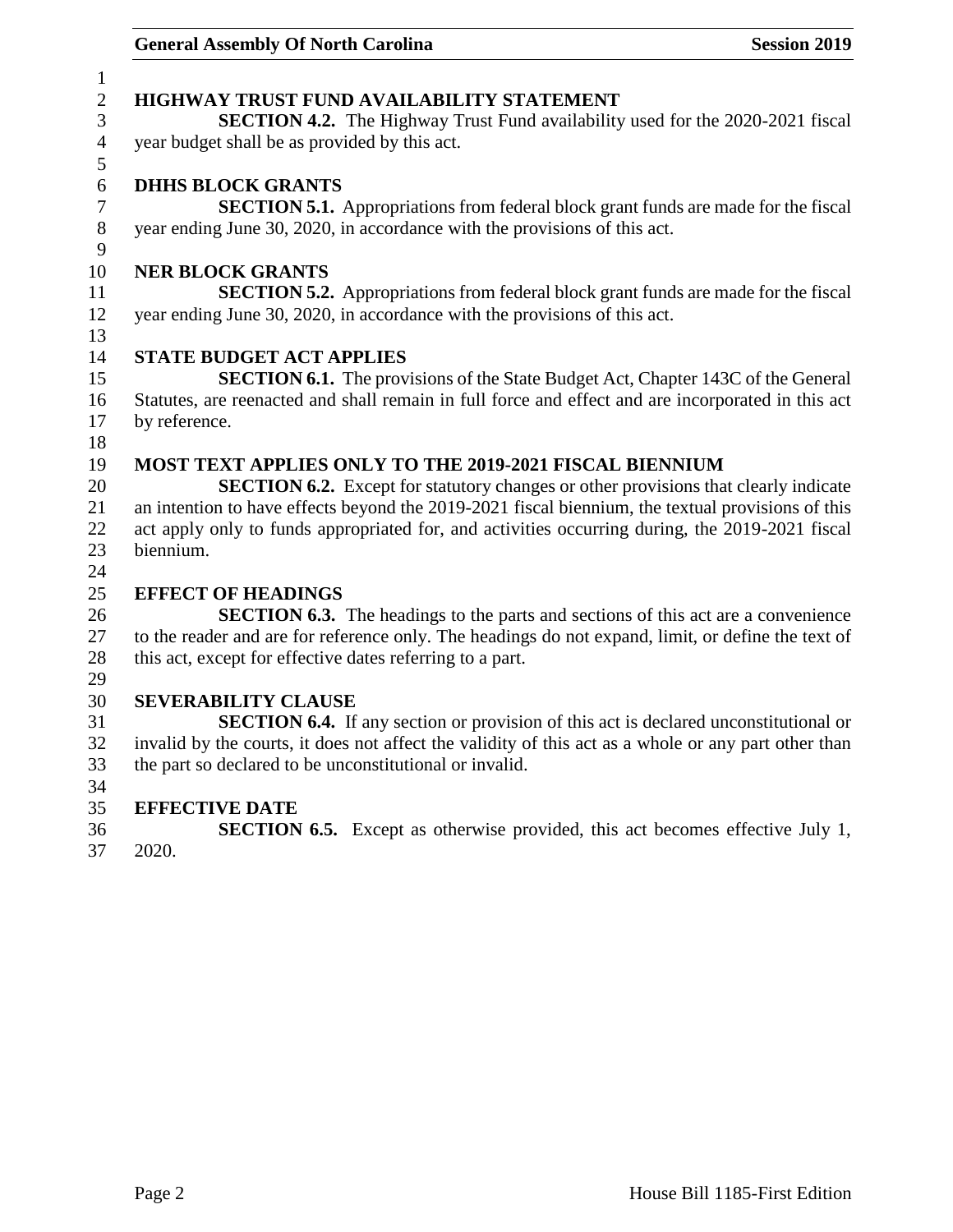**HIGHWAY TRUST FUND AVAILABILITY STATEMENT**

**SECTION 4.2.** The Highway Trust Fund availability used for the 2020-2021 fiscal year budget shall be as provided by this act.

**DHHS BLOCK GRANTS**

**SECTION 5.1.** Appropriations from federal block grant funds are made for the fiscal year ending June 30, 2020, in accordance with the provisions of this act.

**NER BLOCK GRANTS**

**SECTION 5.2.** Appropriations from federal block grant funds are made for the fiscal year ending June 30, 2020, in accordance with the provisions of this act.

**STATE BUDGET ACT APPLIES**

**SECTION 6.1.** The provisions of the State Budget Act, Chapter 143C of the General Statutes, are reenacted and shall remain in full force and effect and are incorporated in this act by reference.

**MOST TEXT APPLIES ONLY TO THE 2019-2021 FISCAL BIENNIUM**

**SECTION 6.2.** Except for statutory changes or other provisions that clearly indicate an intention to have effects beyond the 2019-2021 fiscal biennium, the textual provisions of this act apply only to funds appropriated for, and activities occurring during, the 2019-2021 fiscal biennium.

**EFFECT OF HEADINGS**

**SECTION 6.3.** The headings to the parts and sections of this act are a convenience to the reader and are for reference only. The headings do not expand, limit, or define the text of this act, except for effective dates referring to a part.

**SEVERABILITY CLAUSE**

**SECTION 6.4.** If any section or provision of this act is declared unconstitutional or invalid by the courts, it does not affect the validity of this act as a whole or any part other than the part so declared to be unconstitutional or invalid.

**EFFECTIVE DATE**

**SECTION 6.5.** Except as otherwise provided, this act becomes effective July 1, 2020.